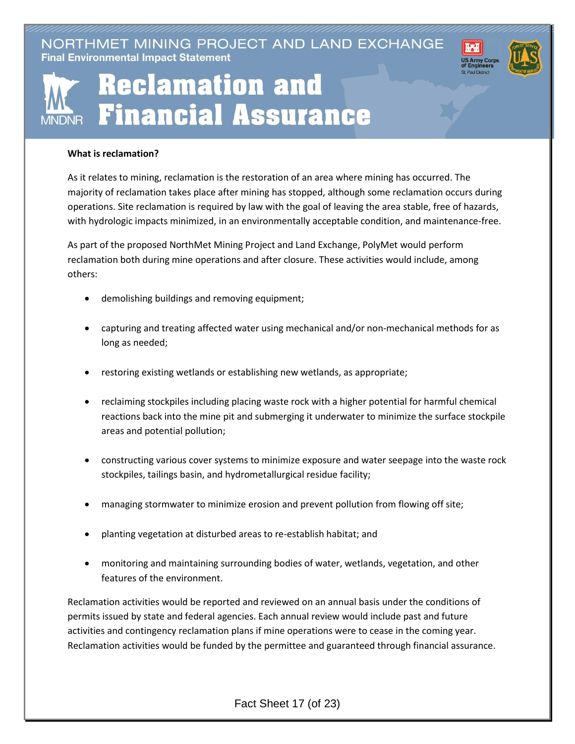NORTHMET MINING PROJECT AND LAND EXCHANGE

Final Environmental Impact Statement

# Reclamation and Financial Assurance

**What is reclamation?**

As it relates to mining, reclamation is the restoration of an area where mining has occurred. The majority of reclamation takes place after mining has stopped, although some reclamation occurs during operations. Site reclamation is required by law with the goal of leaving the area stable, free of hazards, with hydrologic impacts minimized, in an environmentally acceptable condition, and maintenance-free.

As part of the proposed NorthMet Mining Project and Land Exchange, PolyMet would perform reclamation both during mine operations and after closure. These activities would include, among others:

- demolishing buildings and removing equipment;
- capturing and treating affected water using mechanical and/or non-mechanical methods for as long as needed;
- restoring existing wetlands or establishing new wetlands, as appropriate;
- reclaiming stockpiles including placing waste rock with a higher potential for harmful chemical reactions back into the mine pit and submerging it underwater to minimize the surface stockpile areas and potential pollution;
- constructing various cover systems to minimize exposure and water seepage into the waste rock stockpiles, tailings basin, and hydrometallurgical residue facility;
- managing stormwater to minimize erosion and prevent pollution from flowing off site;
- planting vegetation at disturbed areas to re-establish habitat; and
- monitoring and maintaining surrounding bodies of water, wetlands, vegetation, and other features of the environment.

Reclamation activities would be reported and reviewed on an annual basis under the conditions of permits issued by state and federal agencies. Each annual review would include past and future activities and contingency reclamation plans if mine operations were to cease in the coming year. Reclamation activities would be funded by the permittee and guaranteed through financial assurance.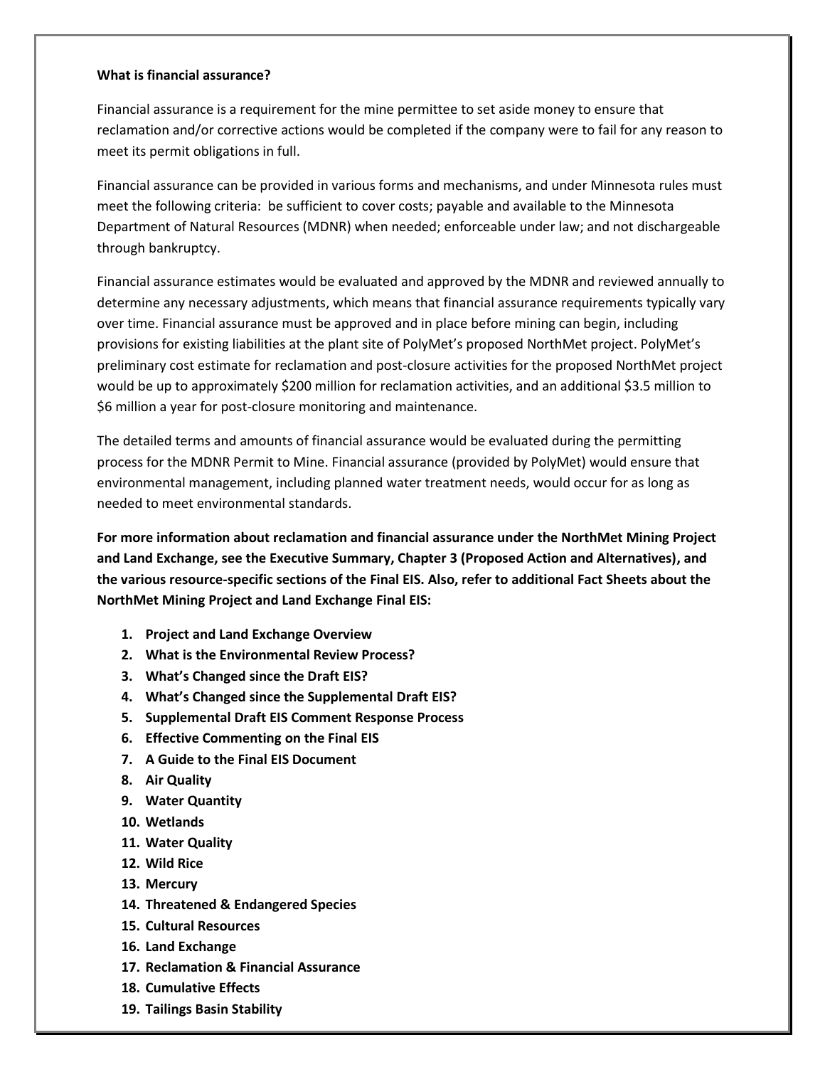**What is financial assurance?**

Financial assurance is a requirement for the mine permittee to set aside money to ensure that reclamation and/or corrective actions would be completed if the company were to fail for any reason to meet its permit obligations in full.

Financial assurance can be provided in various forms and mechanisms, and under Minnesota rules must meet the following criteria: be sufficient to cover costs; payable and available to the Minnesota Department of Natural Resources (MDNR) when needed; enforceable under law; and not dischargeable through bankruptcy.

Financial assurance estimates would be evaluated and approved by the MDNR and reviewed annually to determine any necessary adjustments, which means that financial assurance requirements typically vary over time. Financial assurance must be approved and in place before mining can begin, including provisions for existing liabilities at the plant site of PolyMet's proposed NorthMet project. PolyMet's preliminary cost estimate for reclamation and post-closure activities for the proposed NorthMet project would be up to approximately $200 million for reclamation activities, and an additional $3.5 million to $6 million a year for post-closure monitoring and maintenance.

The detailed terms and amounts of financial assurance would be evaluated during the permitting process for the MDNR Permit to Mine. Financial assurance (provided by PolyMet) would ensure that environmental management, including planned water treatment needs, would occur for as long as needed to meet environmental standards.

**For more information about reclamation and financial assurance under the NorthMet Mining Project and Land Exchange, see the Executive Summary, Chapter 3 (Proposed Action and Alternatives), and the various resource-specific sections of the Final EIS. Also, refer to additional Fact Sheets about the NorthMet Mining Project and Land Exchange Final EIS:**

1. **Project and Land Exchange Overview**
2. **What is the Environmental Review Process?**
3. **What's Changed since the Draft EIS?**
4. **What's Changed since the Supplemental Draft EIS?**
5. **Supplemental Draft EIS Comment Response Process**
6. **Effective Commenting on the Final EIS**
7. **A Guide to the Final EIS Document**
8. **Air Quality**
9. **Water Quantity**
10. **Wetlands**
11. **Water Quality**
12. **Wild Rice**
13. **Mercury**
14. **Threatened & Endangered Species**
15. **Cultural Resources**
16. **Land Exchange**
17. **Reclamation & Financial Assurance**
18. **Cumulative Effects**
19. **Tailings Basin Stability**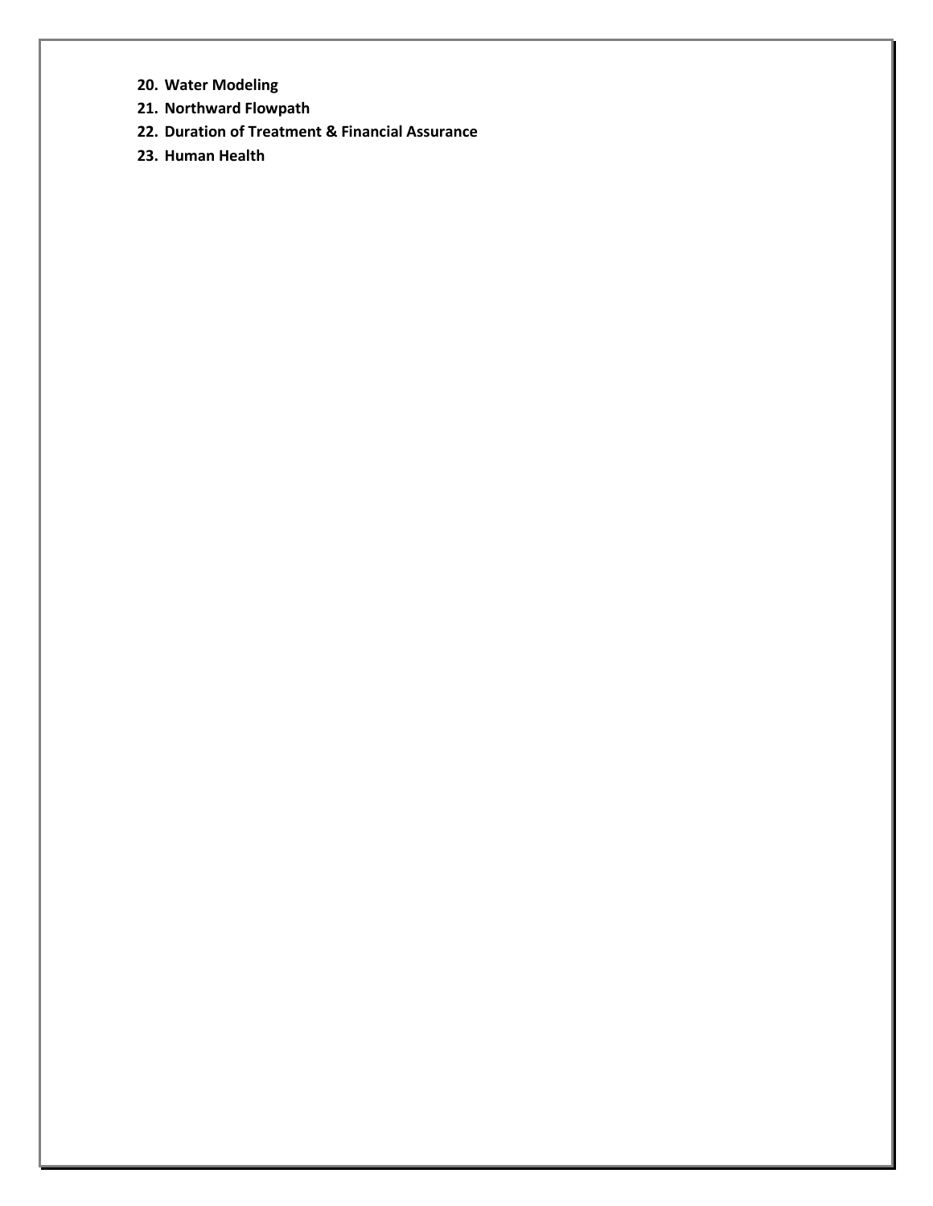20. **Water Modeling**
21. **Northward Flowpath**
22. **Duration of Treatment & Financial Assurance**
23. **Human Health**